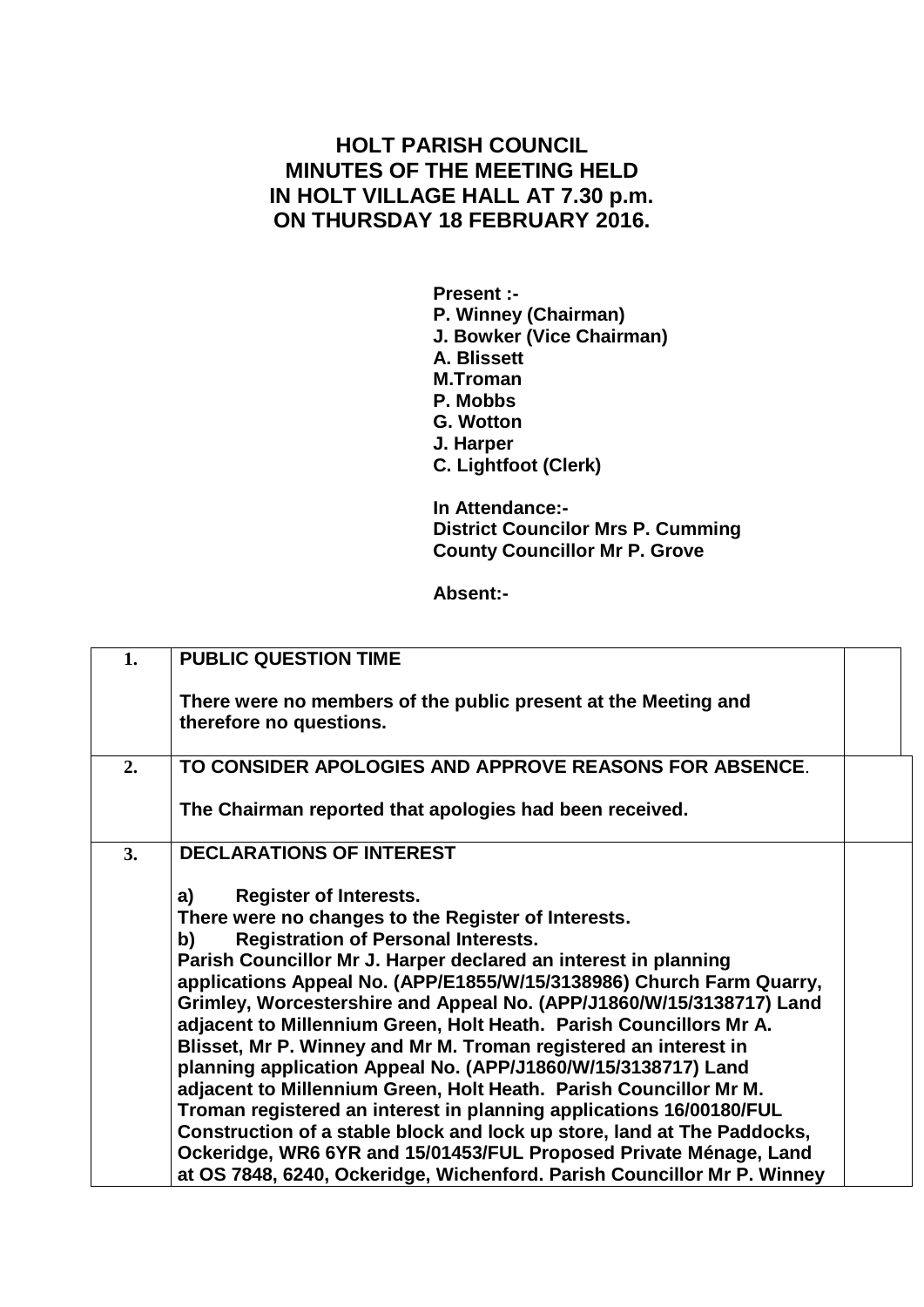# HOLT PARISH COUNCIL
# MINUTES OF THE MEETING HELD
# IN HOLT VILLAGE HALL AT 7.30 p.m.
# ON THURSDAY 18 FEBRUARY 2016.

**Present :-**
**P. Winney (Chairman)**
**J. Bowker (Vice Chairman)**
**A. Blissett**
**M.Troman**
**P. Mobbs**
**G. Wotton**
**J. Harper**
**C. Lightfoot (Clerk)**

**In Attendance:-**
**District Councilor Mrs P. Cumming**
**County Councillor Mr P. Grove**

**Absent:-**

| | | |
|---|---|---|
| **1.** | **PUBLIC QUESTION TIME**<br><br>**There were no members of the public present at the Meeting and therefore no questions.** | |
| **2.** | **TO CONSIDER APOLOGIES AND APPROVE REASONS FOR ABSENCE.**<br><br>**The Chairman reported that apologies had been received.** | |
| **3.** | **DECLARATIONS OF INTEREST**<br><br>**a) Register of Interests.**<br>**There were no changes to the Register of Interests.**<br>**b) Registration of Personal Interests.**<br>**Parish Councillor Mr J. Harper declared an interest in planning applications Appeal No. (APP/E1855/W/15/3138986) Church Farm Quarry, Grimley, Worcestershire and Appeal No. (APP/J1860/W/15/3138717) Land adjacent to Millennium Green, Holt Heath. Parish Councillors Mr A. Blisset, Mr P. Winney and Mr M. Troman registered an interest in planning application Appeal No. (APP/J1860/W/15/3138717) Land adjacent to Millennium Green, Holt Heath. Parish Councillor Mr M. Troman registered an interest in planning applications 16/00180/FUL Construction of a stable block and lock up store, land at The Paddocks, Ockeridge, WR6 6YR and 15/01453/FUL Proposed Private Ménage, Land at OS 7848, 6240, Ockeridge, Wichenford. Parish Councillor Mr P. Winney** | |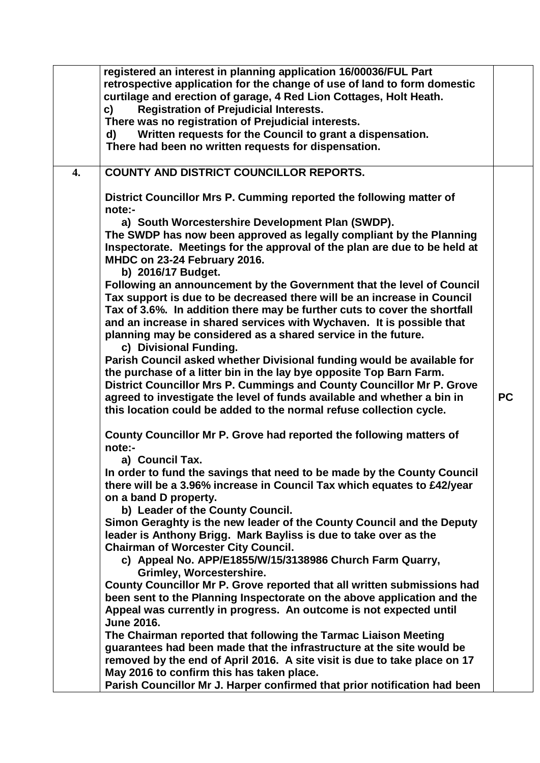|  |  |  |
|---|---|---|
|  | **registered an interest in planning application 16/00036/FUL Part retrospective application for the change of use of land to form domestic curtilage and erection of garage, 4 Red Lion Cottages, Holt Heath.**<br>**c) Registration of Prejudicial Interests.**<br>**There was no registration of Prejudicial interests.**<br>**d) Written requests for the Council to grant a dispensation.**<br>**There had been no written requests for dispensation.** |  |
| **4.** | **COUNTY AND DISTRICT COUNCILLOR REPORTS.**<br><br>**District Councillor Mrs P. Cumming reported the following matter of note:-**<br>**a) South Worcestershire Development Plan (SWDP).**<br>**The SWDP has now been approved as legally compliant by the Planning Inspectorate. Meetings for the approval of the plan are due to be held at MHDC on 23-24 February 2016.**<br>**b) 2016/17 Budget.**<br>**Following an announcement by the Government that the level of Council Tax support is due to be decreased there will be an increase in Council Tax of 3.6%. In addition there may be further cuts to cover the shortfall and an increase in shared services with Wychaven. It is possible that planning may be considered as a shared service in the future.**<br>**c) Divisional Funding.**<br>**Parish Council asked whether Divisional funding would be available for the purchase of a litter bin in the lay bye opposite Top Barn Farm. District Councillor Mrs P. Cummings and County Councillor Mr P. Grove agreed to investigate the level of funds available and whether a bin in this location could be added to the normal refuse collection cycle.**<br><br>**County Councillor Mr P. Grove had reported the following matters of note:-**<br>**a) Council Tax.**<br>**In order to fund the savings that need to be made by the County Council there will be a 3.96% increase in Council Tax which equates to £42/year on a band D property.**<br>**b) Leader of the County Council.**<br>**Simon Geraghty is the new leader of the County Council and the Deputy leader is Anthony Brigg. Mark Bayliss is due to take over as the Chairman of Worcester City Council.**<br>**c) Appeal No. APP/E1855/W/15/3138986 Church Farm Quarry, Grimley, Worcestershire.**<br>**County Councillor Mr P. Grove reported that all written submissions had been sent to the Planning Inspectorate on the above application and the Appeal was currently in progress. An outcome is not expected until June 2016.**<br>**The Chairman reported that following the Tarmac Liaison Meeting guarantees had been made that the infrastructure at the site would be removed by the end of April 2016. A site visit is due to take place on 17 May 2016 to confirm this has taken place.**<br>**Parish Councillor Mr J. Harper confirmed that prior notification had been** | **PC** |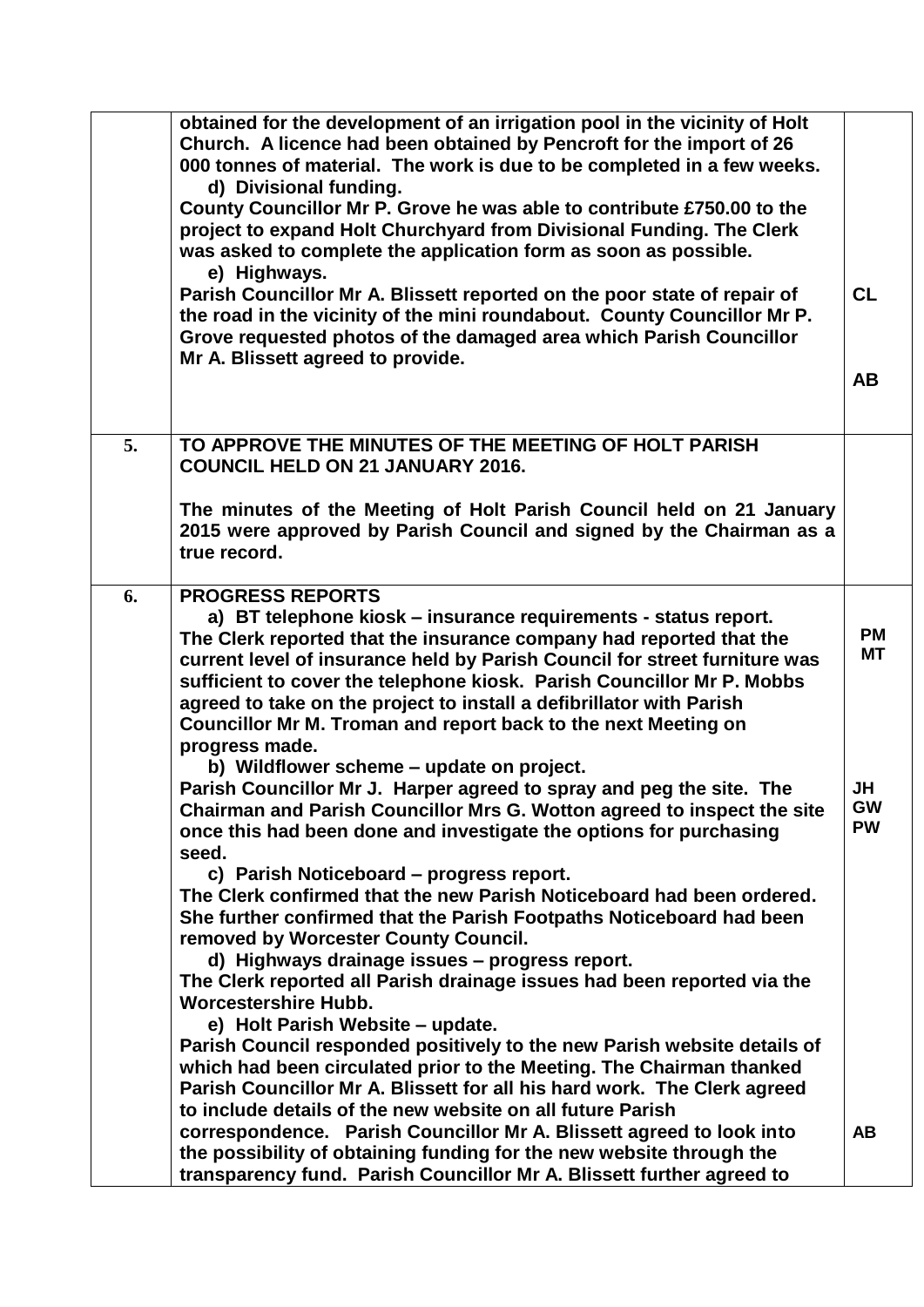| | | |
|---|---|---|
| | **obtained for the development of an irrigation pool in the vicinity of Holt Church. A licence had been obtained by Pencroft for the import of 26 000 tonnes of material. The work is due to be completed in a few weeks.**<br>**d) Divisional funding.**<br>**County Councillor Mr P. Grove he was able to contribute £750.00 to the project to expand Holt Churchyard from Divisional Funding. The Clerk was asked to complete the application form as soon as possible.**<br>**e) Highways.**<br>**Parish Councillor Mr A. Blissett reported on the poor state of repair of the road in the vicinity of the mini roundabout. County Councillor Mr P. Grove requested photos of the damaged area which Parish Councillor Mr A. Blissett agreed to provide.** | **CL**<br><br>**AB** |
| **5.** | **TO APPROVE THE MINUTES OF THE MEETING OF HOLT PARISH COUNCIL HELD ON 21 JANUARY 2016.**<br><br>**The minutes of the Meeting of Holt Parish Council held on 21 January 2015 were approved by Parish Council and signed by the Chairman as a true record.** | |
| **6.** | **PROGRESS REPORTS**<br>**a) BT telephone kiosk – insurance requirements - status report.**<br>**The Clerk reported that the insurance company had reported that the current level of insurance held by Parish Council for street furniture was sufficient to cover the telephone kiosk. Parish Councillor Mr P. Mobbs agreed to take on the project to install a defibrillator with Parish Councillor Mr M. Troman and report back to the next Meeting on progress made.**<br>**b) Wildflower scheme – update on project.**<br>**Parish Councillor Mr J. Harper agreed to spray and peg the site. The Chairman and Parish Councillor Mrs G. Wotton agreed to inspect the site once this had been done and investigate the options for purchasing seed.**<br>**c) Parish Noticeboard – progress report.**<br>**The Clerk confirmed that the new Parish Noticeboard had been ordered. She further confirmed that the Parish Footpaths Noticeboard had been removed by Worcester County Council.**<br>**d) Highways drainage issues – progress report.**<br>**The Clerk reported all Parish drainage issues had been reported via the Worcestershire Hubb.**<br>**e) Holt Parish Website – update.**<br>**Parish Council responded positively to the new Parish website details of which had been circulated prior to the Meeting. The Chairman thanked Parish Councillor Mr A. Blissett for all his hard work. The Clerk agreed to include details of the new website on all future Parish correspondence. Parish Councillor Mr A. Blissett agreed to look into the possibility of obtaining funding for the new website through the transparency fund. Parish Councillor Mr A. Blissett further agreed to** | **PM**<br>**MT**<br><br>**JH**<br>**GW**<br>**PW**<br><br>**AB** |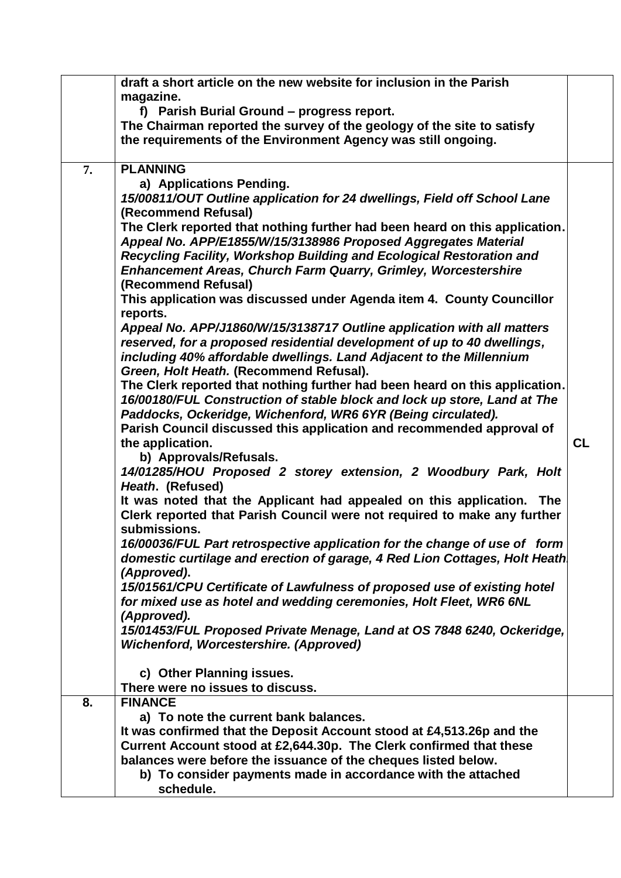| | | |
|---|---|---|
| | **draft a short article on the new website for inclusion in the Parish magazine.**<br>**f) Parish Burial Ground – progress report.**<br>**The Chairman reported the survey of the geology of the site to satisfy the requirements of the Environment Agency was still ongoing.** | |
| **7.** | **PLANNING**<br>**a) Applications Pending.**<br>***15/00811/OUT Outline application for 24 dwellings, Field off School Lane*** **(Recommend Refusal)**<br>**The Clerk reported that nothing further had been heard on this application.**<br>***Appeal No. APP/E1855/W/15/3138986 Proposed Aggregates Material Recycling Facility, Workshop Building and Ecological Restoration and Enhancement Areas, Church Farm Quarry, Grimley, Worcestershire*** **(Recommend Refusal)**<br>**This application was discussed under Agenda item 4. County Councillor reports.**<br>***Appeal No. APP/J1860/W/15/3138717 Outline application with all matters reserved, for a proposed residential development of up to 40 dwellings, including 40% affordable dwellings. Land Adjacent to the Millennium Green, Holt Heath.*** **(Recommend Refusal).**<br>**The Clerk reported that nothing further had been heard on this application.**<br>***16/00180/FUL Construction of stable block and lock up store, Land at The Paddocks, Ockeridge, Wichenford, WR6 6YR (Being circulated).***<br>**Parish Council discussed this application and recommended approval of the application.**<br>**b) Approvals/Refusals.**<br>***14/01285/HOU Proposed 2 storey extension, 2 Woodbury Park, Holt Heath*****. (Refused)**<br>**It was noted that the Applicant had appealed on this application. The Clerk reported that Parish Council were not required to make any further submissions.**<br>***16/00036/FUL Part retrospective application for the change of use of form domestic curtilage and erection of garage, 4 Red Lion Cottages, Holt Heath. (Approved)*****.**<br>***15/01561/CPU Certificate of Lawfulness of proposed use of existing hotel for mixed use as hotel and wedding ceremonies, Holt Fleet, WR6 6NL (Approved).***<br>***15/01453/FUL Proposed Private Menage, Land at OS 7848 6240, Ockeridge, Wichenford, Worcestershire. (Approved)***<br><br>**c) Other Planning issues.**<br>**There were no issues to discuss.** | **CL** |
| **8.** | **FINANCE**<br>**a) To note the current bank balances.**<br>**It was confirmed that the Deposit Account stood at £4,513.26p and the Current Account stood at £2,644.30p. The Clerk confirmed that these balances were before the issuance of the cheques listed below.**<br>**b) To consider payments made in accordance with the attached schedule.** | |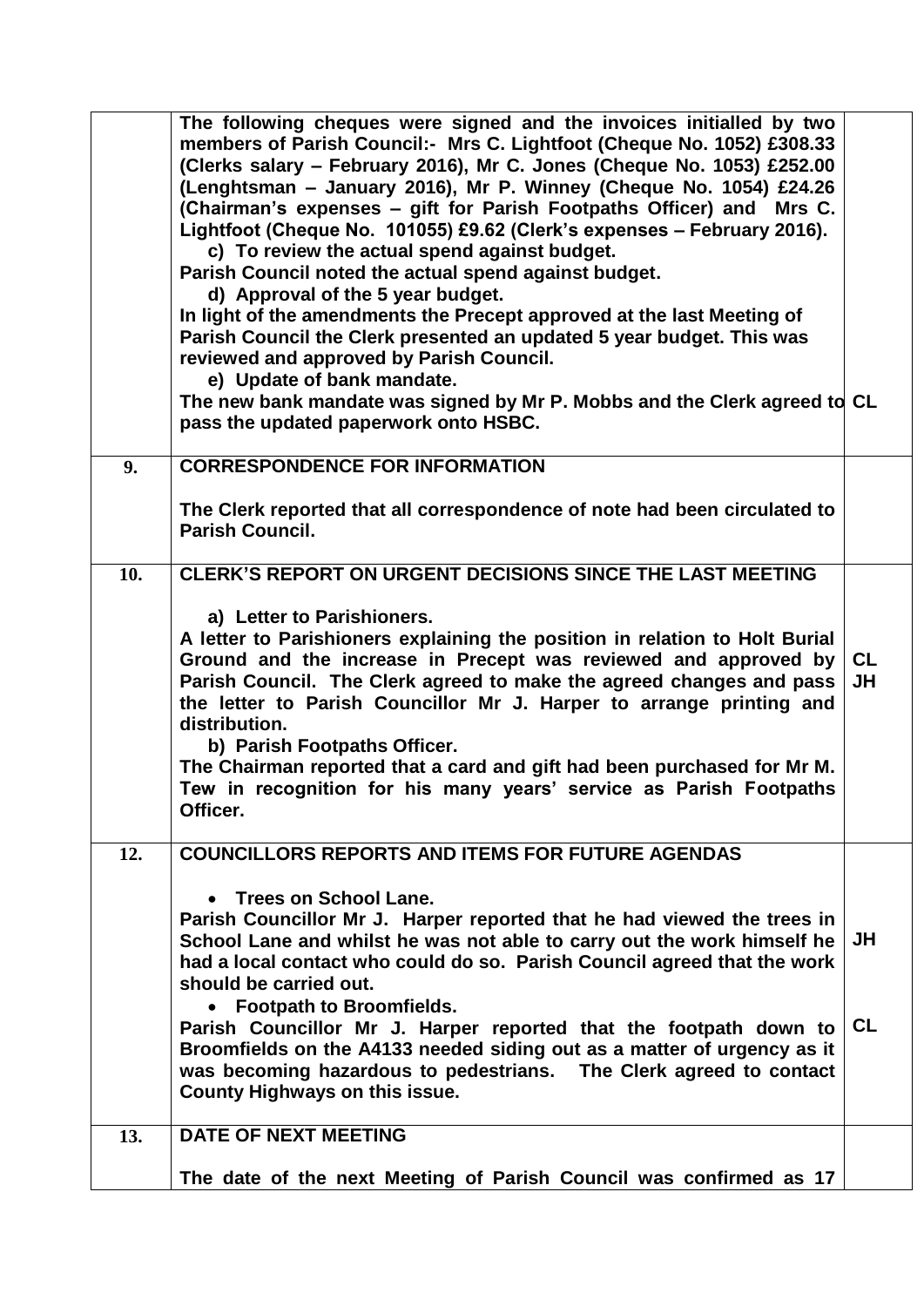| | | |
|---|---|---|
| | **The following cheques were signed and the invoices initialled by two members of Parish Council:- Mrs C. Lightfoot (Cheque No. 1052) £308.33 (Clerks salary – February 2016), Mr C. Jones (Cheque No. 1053) £252.00 (Lenghtsman – January 2016), Mr P. Winney (Cheque No. 1054) £24.26 (Chairman's expenses – gift for Parish Footpaths Officer) and Mrs C. Lightfoot (Cheque No. 101055) £9.62 (Clerk's expenses – February 2016).** <br> **c) To review the actual spend against budget.** <br> **Parish Council noted the actual spend against budget.** <br> **d) Approval of the 5 year budget.** <br> **In light of the amendments the Precept approved at the last Meeting of Parish Council the Clerk presented an updated 5 year budget. This was reviewed and approved by Parish Council.** <br> **e) Update of bank mandate.** <br> **The new bank mandate was signed by Mr P. Mobbs and the Clerk agreed to pass the updated paperwork onto HSBC.** | **CL** |
| **9.** | **CORRESPONDENCE FOR INFORMATION** <br><br> **The Clerk reported that all correspondence of note had been circulated to Parish Council.** | |
| **10.** | **CLERK'S REPORT ON URGENT DECISIONS SINCE THE LAST MEETING** <br><br> **a) Letter to Parishioners.** <br> **A letter to Parishioners explaining the position in relation to Holt Burial Ground and the increase in Precept was reviewed and approved by Parish Council. The Clerk agreed to make the agreed changes and pass the letter to Parish Councillor Mr J. Harper to arrange printing and distribution.** <br> **b) Parish Footpaths Officer.** <br> **The Chairman reported that a card and gift had been purchased for Mr M. Tew in recognition for his many years' service as Parish Footpaths Officer.** | **CL** <br> **JH** |
| **12.** | **COUNCILLORS REPORTS AND ITEMS FOR FUTURE AGENDAS** <br><br> • **Trees on School Lane.** <br> **Parish Councillor Mr J. Harper reported that he had viewed the trees in School Lane and whilst he was not able to carry out the work himself he had a local contact who could do so. Parish Council agreed that the work should be carried out.** <br> • **Footpath to Broomfields.** <br> **Parish Councillor Mr J. Harper reported that the footpath down to Broomfields on the A4133 needed siding out as a matter of urgency as it was becoming hazardous to pedestrians. The Clerk agreed to contact County Highways on this issue.** | **JH** <br><br> **CL** |
| **13.** | **DATE OF NEXT MEETING** <br><br> **The date of the next Meeting of Parish Council was confirmed as 17** | |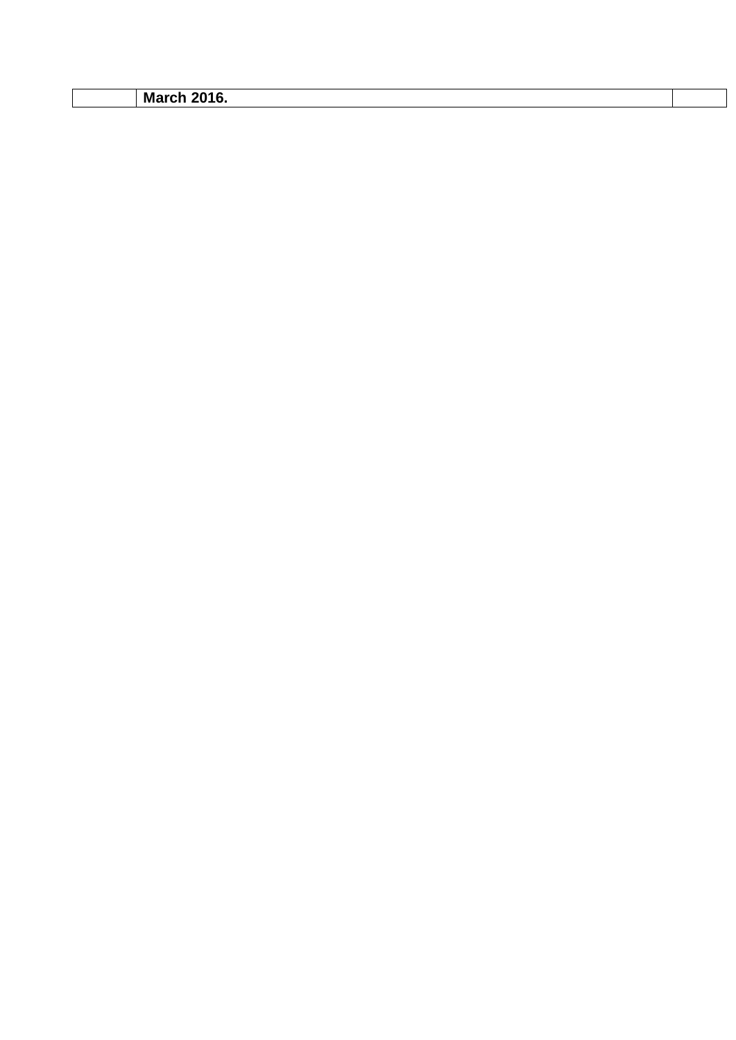| | | |
|---|---|---|
| | **March 2016.** | |